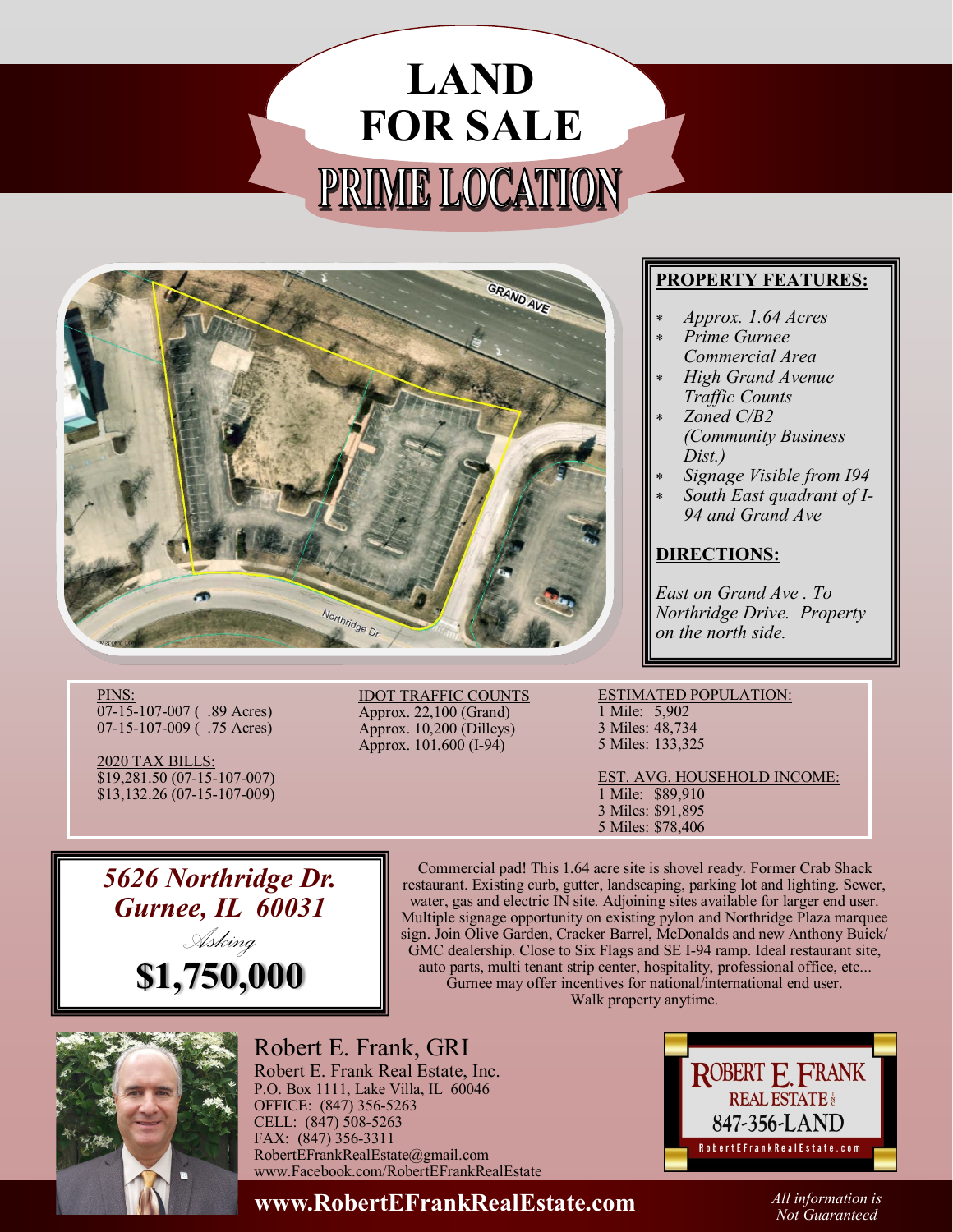# LAND FOR SALE

## PRIME LOCATION

### PROPERTY FEATURES:

- *Approx. 1.64 Acres*
- *Prime Gurnee Commercial Area*
- *High Grand Avenue Traffic Counts*
- *Zoned C/B2 (Community Business Dist.)*
- *Signage Visible from I94*
- *South East quadrant of I-94 and Grand Ave*

### DIRECTIONS:

*East on Grand Ave . To Northridge Drive. Property on the north side.*

PINS:
07-15-107-007 ( .89 Acres)
07-15-107-009 ( .75 Acres)

2020 TAX BILLS:
$19,281.50 (07-15-107-007)
$13,132.26 (07-15-107-009)

IDOT TRAFFIC COUNTS
Approx. 22,100 (Grand)
Approx. 10,200 (Dilleys)
Approx. 101,600 (I-94)

ESTIMATED POPULATION:
1 Mile: 5,902
3 Miles: 48,734
5 Miles: 133,325

EST. AVG. HOUSEHOLD INCOME:
1 Mile: $89,910
3 Miles: $91,895
5 Miles: $78,406

## *5626 Northridge Dr. Gurnee, IL 60031*

*Asking*

## **$1,750,000**

Commercial pad! This 1.64 acre site is shovel ready. Former Crab Shack restaurant. Existing curb, gutter, landscaping, parking lot and lighting. Sewer, water, gas and electric IN site. Adjoining sites available for larger end user. Multiple signage opportunity on existing pylon and Northridge Plaza marquee sign. Join Olive Garden, Cracker Barrel, McDonalds and new Anthony Buick/ GMC dealership. Close to Six Flags and SE I-94 ramp. Ideal restaurant site, auto parts, multi tenant strip center, hospitality, professional office, etc... Gurnee may offer incentives for national/international end user. Walk property anytime.

Robert E. Frank, GRI
Robert E. Frank Real Estate, Inc.
P.O. Box 1111, Lake Villa, IL 60046
OFFICE: (847) 356-5263
CELL: (847) 508-5263
FAX: (847) 356-3311
RobertEFrankRealEstate@gmail.com
www.Facebook.com/RobertEFrankRealEstate

ROBERT E. FRANK REAL ESTATE
847-356-LAND
RobertEFrankRealEstate.com

**www.RobertEFrankRealEstate.com**

*All information is Not Guaranteed*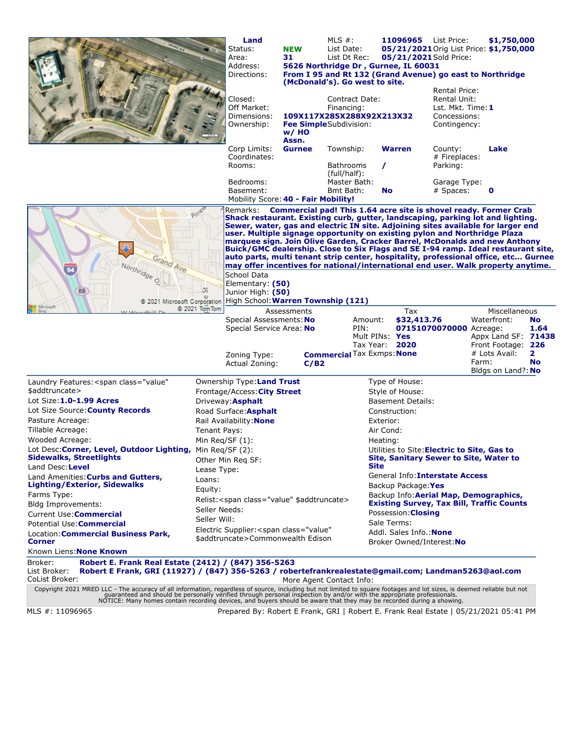| | | | | | |
|---|---|---|---|---|---|
| **Land** | | MLS #: | **11096965** | List Price: | **$1,750,000** |
| Status: | **NEW** | List Date: | **05/21/2021** | Orig List Price: | **$1,750,000** |
| Area: | **31** | List Dt Rec: | **05/21/2021** | Sold Price: | |
| Address: | **5626 Northridge Dr , Gurnee, IL 60031** | | | | |
| Directions: | **From I 95 and Rt 132 (Grand Avenue) go east to Northridge (McDonald's). Go west to site.** | | | | |
| | | | | Rental Price: | |
| Closed: | | Contract Date: | | Rental Unit: | |
| Off Market: | | Financing: | | Lst. Mkt. Time: | **1** |
| Dimensions: | **109X117X285X288X92X213X32** | | | Concessions: | |
| Ownership: | **Fee Simple w/ HO Assn.** | Subdivision: | | Contingency: | |
| Corp Limits: | **Gurnee** | Township: | **Warren** | County: | **Lake** |
| Coordinates: | | | | # Fireplaces: | |
| Rooms: | | Bathrooms (full/half): | **/** | Parking: | |
| Bedrooms: | | Master Bath: | | Garage Type: | |
| Basement: | | Bmt Bath: | **No** | # Spaces: | **0** |

Mobility Score: **40 - Fair Mobility!**

Remarks: **Commercial pad! This 1.64 acre site is shovel ready. Former Crab Shack restaurant. Existing curb, gutter, landscaping, parking lot and lighting. Sewer, water, gas and electric IN site. Adjoining sites available for larger end user. Multiple signage opportunity on existing pylon and Northridge Plaza marquee sign. Join Olive Garden, Cracker Barrel, McDonalds and new Anthony Buick/GMC dealership. Close to Six Flags and SE I-94 ramp. Ideal restaurant site, auto parts, multi tenant strip center, hospitality, professional office, etc... Gurnee may offer incentives for national/international end user. Walk property anytime.**

School Data
Elementary: **(50)**
Junior High: **(50)**
High School: **Warren Township (121)**

| Assessments | | Tax | | Miscellaneous | |
|---|---|---|---|---|---|
| Special Assessments: | **No** | Amount: | **$32,413.76** | Waterfront: | **No** |
| Special Service Area: | **No** | PIN: | **07151070070000** | Acreage: | **1.64** |
| | | Mult PINs: | **Yes** | Appx Land SF: | **71438** |
| | | Tax Year: | **2020** | Front Footage: | **226** |
| Zoning Type: | **Commercial** | Tax Exmps: | **None** | # Lots Avail: | **2** |
| Actual Zoning: | **C/B2** | | | Farm: | **No** |
| | | | | Bldgs on Land?: | **No** |

Laundry Features:<span class="value" $addtruncate>
Lot Size: **1.0-1.99 Acres**
Lot Size Source: **County Records**
Pasture Acreage:
Tillable Acreage:
Wooded Acreage:
Lot Desc: **Corner, Level, Outdoor Lighting, Sidewalks, Streetlights**
Land Desc: **Level**
Land Amenities: **Curbs and Gutters, Lighting/Exterior, Sidewalks**
Farms Type:
Bldg Improvements:
Current Use: **Commercial**
Potential Use: **Commercial**
Location: **Commercial Business Park, Corner**
Known Liens: **None Known**

Ownership Type: **Land Trust**
Frontage/Access: **City Street**
Driveway: **Asphalt**
Road Surface: **Asphalt**
Rail Availability: **None**
Tenant Pays:
Min Req/SF (1):
Min Req/SF (2):
Other Min Req SF:
Lease Type:
Loans:
Equity:
Relist:<span class="value" $addtruncate>
Seller Needs:
Seller Will:
Electric Supplier:<span class="value" $addtruncate>Commonwealth Edison

Type of House:
Style of House:
Basement Details:
Construction:
Exterior:
Air Cond:
Heating:
Utilities to Site: **Electric to Site, Gas to Site, Sanitary Sewer to Site, Water to Site**
General Info: **Interstate Access**
Backup Package: **Yes**
Backup Info: **Aerial Map, Demographics, Existing Survey, Tax Bill, Traffic Counts**
Possession: **Closing**
Sale Terms:
Addl. Sales Info.: **None**
Broker Owned/Interest: **No**

Broker: **Robert E. Frank Real Estate (2412) / (847) 356-5263**
List Broker: **Robert E Frank, GRI (11927) / (847) 356-5263 / robertefrankrealestate@gmail.com; Landman5263@aol.com**
CoList Broker:
More Agent Contact Info:

Copyright 2021 MRED LLC - The accuracy of all information, regardless of source, including but not limited to square footages and lot sizes, is deemed reliable but not guaranteed and should be personally verified through personal inspection by and/or with the appropriate professionals.
NOTICE: Many homes contain recording devices, and buyers should be aware that they may be recorded during a showing.

MLS #: 11096965 Prepared By: Robert E Frank, GRI | Robert E. Frank Real Estate | 05/21/2021 05:41 PM